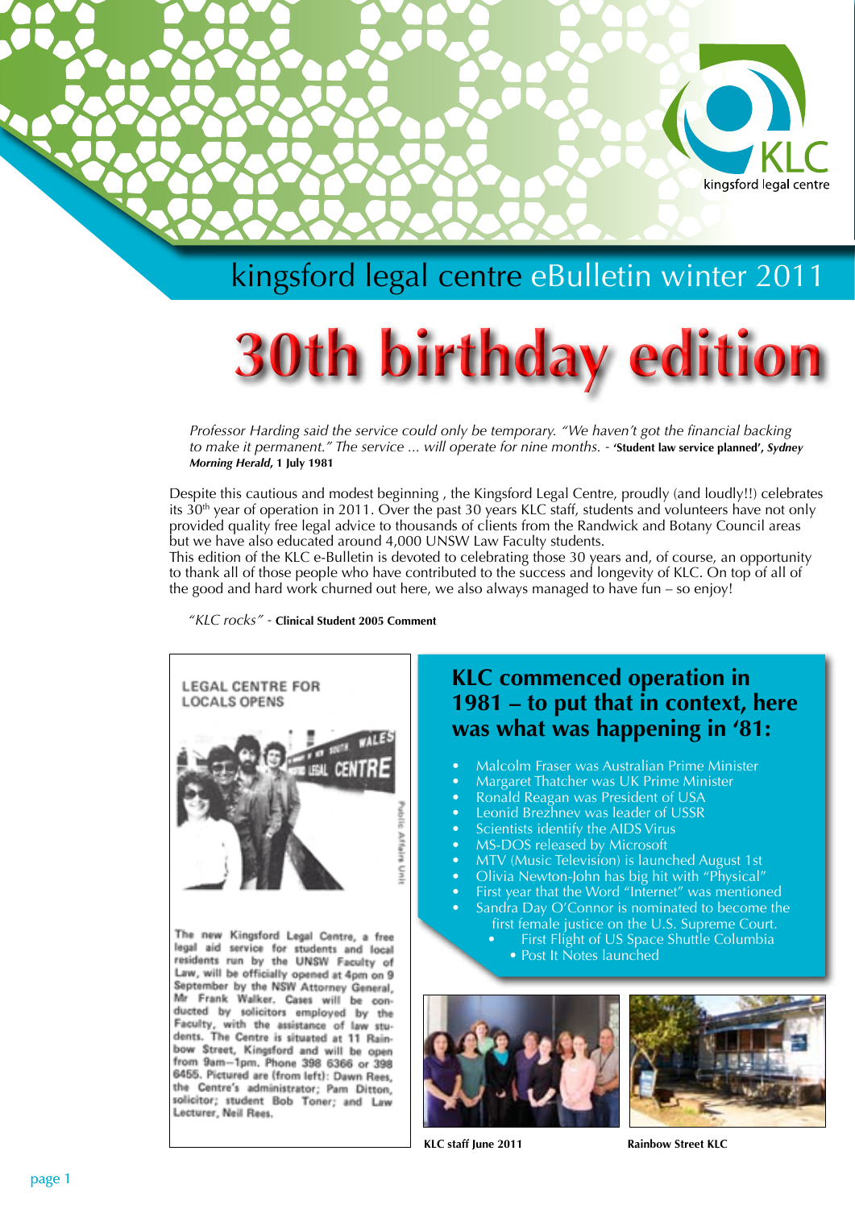kingsford legal centre

# kingsford legal centre eBulletin winter 2011

# 30th birthday edition

*Professor Harding said the service could only be temporary. "We haven't got the financial backing to make it permanent." The service ... will operate for nine months.* - **'Student law service planned', *Sydney Morning Herald*, 1 July 1981**

Despite this cautious and modest beginning , the Kingsford Legal Centre, proudly (and loudly!!) celebrates its 30th year of operation in 2011. Over the past 30 years KLC staff, students and volunteers have not only provided quality free legal advice to thousands of clients from the Randwick and Botany Council areas but we have also educated around 4,000 UNSW Law Faculty students.

This edition of the KLC e-Bulletin is devoted to celebrating those 30 years and, of course, an opportunity to thank all of those people who have contributed to the success and longevity of KLC. On top of all of the good and hard work churned out here, we also always managed to have fun – so enjoy!

*"KLC rocks"* - **Clinical Student 2005 Comment**

LEGAL CENTRE FOR LOCALS OPENS

The new Kingsford Legal Centre, a free legal aid service for students and local residents run by the UNSW Faculty of Law, will be officially opened at 4pm on 9 September by the NSW Attorney General, Mr Frank Walker. Cases will be conducted by solicitors employed by the Faculty, with the assistance of law students. The Centre is situated at 11 Rainbow Street, Kingsford and will be open from 9am–1pm. Phone 398 6366 or 398 6455. Pictured are (from left): Dawn Rees, the Centre's administrator; Pam Ditton, solicitor; student Bob Toner; and Law Lecturer, Neil Rees.

## KLC commenced operation in 1981 – to put that in context, here was what was happening in '81:

- Malcolm Fraser was Australian Prime Minister
- Margaret Thatcher was UK Prime Minister
- Ronald Reagan was President of USA
- Leonid Brezhnev was leader of USSR
- Scientists identify the AIDS Virus
- MS-DOS released by Microsoft
- MTV (Music Television) is launched August 1st
- Olivia Newton-John has big hit with "Physical"
- First year that the Word "Internet" was mentioned
- Sandra Day O'Connor is nominated to become the first female justice on the U.S. Supreme Court.
- First Flight of US Space Shuttle Columbia
- Post It Notes launched

**KLC staff June 2011**

**Rainbow Street KLC**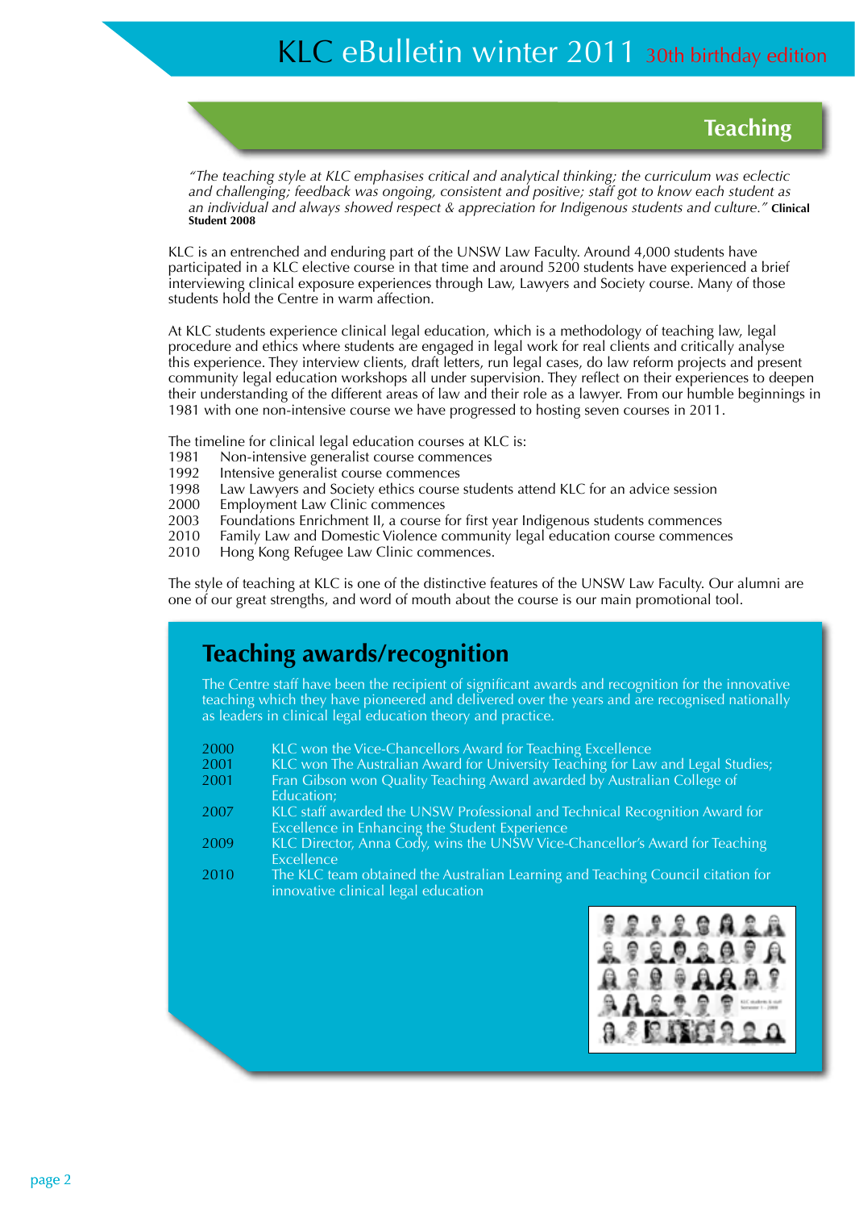## Teaching

*"The teaching style at KLC emphasises critical and analytical thinking; the curriculum was eclectic and challenging; feedback was ongoing, consistent and positive; staff got to know each student as an individual and always showed respect & appreciation for Indigenous students and culture."* **Clinical Student 2008**

KLC is an entrenched and enduring part of the UNSW Law Faculty. Around 4,000 students have participated in a KLC elective course in that time and around 5200 students have experienced a brief interviewing clinical exposure experiences through Law, Lawyers and Society course. Many of those students hold the Centre in warm affection.

At KLC students experience clinical legal education, which is a methodology of teaching law, legal procedure and ethics where students are engaged in legal work for real clients and critically analyse this experience. They interview clients, draft letters, run legal cases, do law reform projects and present community legal education workshops all under supervision. They reflect on their experiences to deepen their understanding of the different areas of law and their role as a lawyer. From our humble beginnings in 1981 with one non-intensive course we have progressed to hosting seven courses in 2011.

The timeline for clinical legal education courses at KLC is:

- 1981 Non-intensive generalist course commences
- 1992 Intensive generalist course commences
- 1998 Law Lawyers and Society ethics course students attend KLC for an advice session
- 2000 Employment Law Clinic commences
- 2003 Foundations Enrichment II, a course for first year Indigenous students commences
- 2010 Family Law and Domestic Violence community legal education course commences
- 2010 Hong Kong Refugee Law Clinic commences.

The style of teaching at KLC is one of the distinctive features of the UNSW Law Faculty. Our alumni are one of our great strengths, and word of mouth about the course is our main promotional tool.

## Teaching awards/recognition

The Centre staff have been the recipient of significant awards and recognition for the innovative teaching which they have pioneered and delivered over the years and are recognised nationally as leaders in clinical legal education theory and practice.

- 2000 KLC won the Vice-Chancellors Award for Teaching Excellence
- 2001 KLC won The Australian Award for University Teaching for Law and Legal Studies;
- 2001 Fran Gibson won Quality Teaching Award awarded by Australian College of Education;
- 2007 KLC staff awarded the UNSW Professional and Technical Recognition Award for Excellence in Enhancing the Student Experience
- 2009 KLC Director, Anna Cody, wins the UNSW Vice-Chancellor's Award for Teaching Excellence
- 2010 The KLC team obtained the Australian Learning and Teaching Council citation for innovative clinical legal education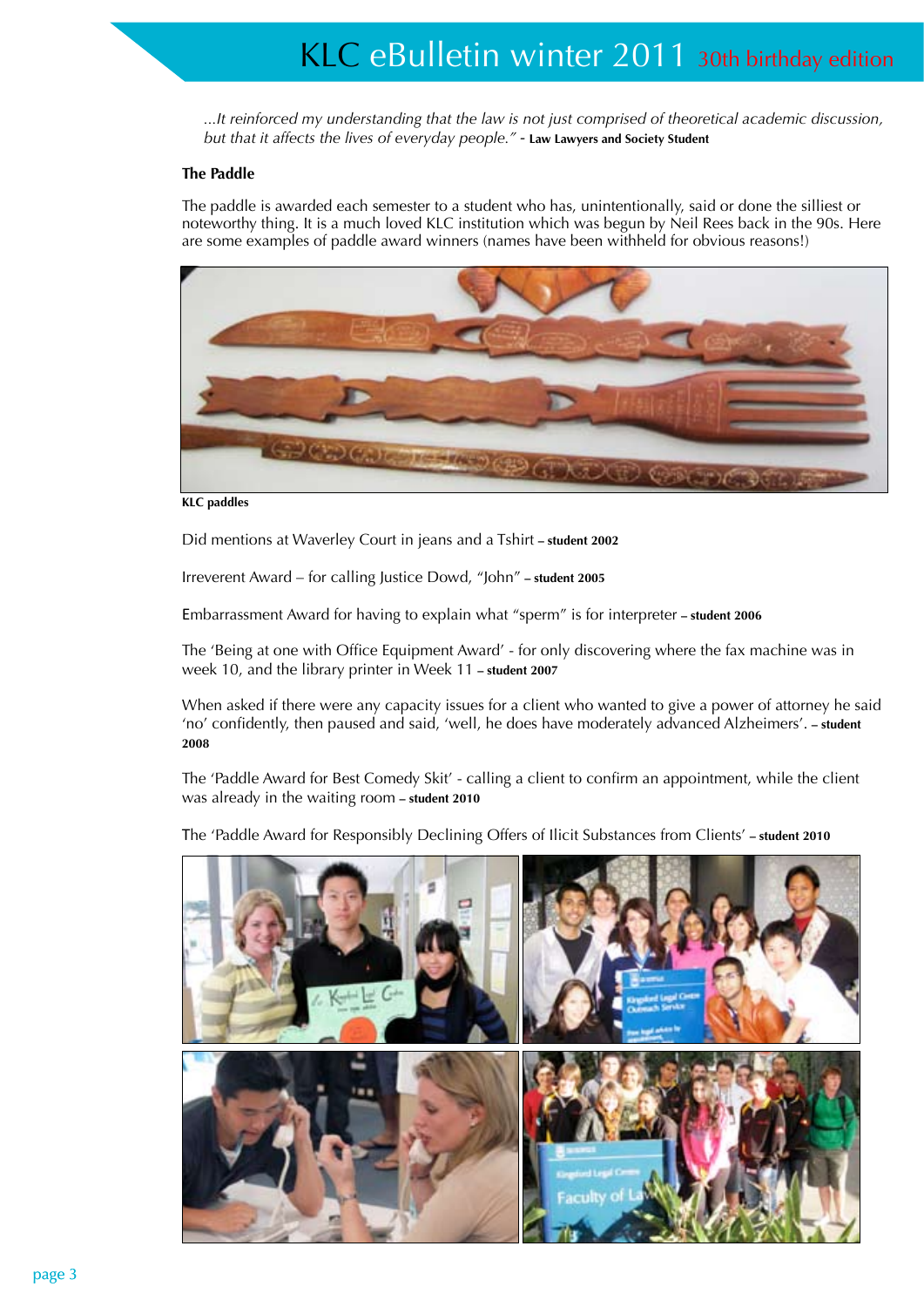*...It reinforced my understanding that the law is not just comprised of theoretical academic discussion, but that it affects the lives of everyday people."* - **Law Lawyers and Society Student**

## The Paddle

The paddle is awarded each semester to a student who has, unintentionally, said or done the silliest or noteworthy thing. It is a much loved KLC institution which was begun by Neil Rees back in the 90s. Here are some examples of paddle award winners (names have been withheld for obvious reasons!)

**KLC paddles**

Did mentions at Waverley Court in jeans and a Tshirt **– student 2002**

Irreverent Award – for calling Justice Dowd, "John" **– student 2005**

Embarrassment Award for having to explain what "sperm" is for interpreter **– student 2006**

The 'Being at one with Office Equipment Award' - for only discovering where the fax machine was in week 10, and the library printer in Week 11 **– student 2007**

When asked if there were any capacity issues for a client who wanted to give a power of attorney he said 'no' confidently, then paused and said, 'well, he does have moderately advanced Alzheimers'. **– student 2008**

The 'Paddle Award for Best Comedy Skit' - calling a client to confirm an appointment, while the client was already in the waiting room **– student 2010**

The 'Paddle Award for Responsibly Declining Offers of Ilicit Substances from Clients' **– student 2010**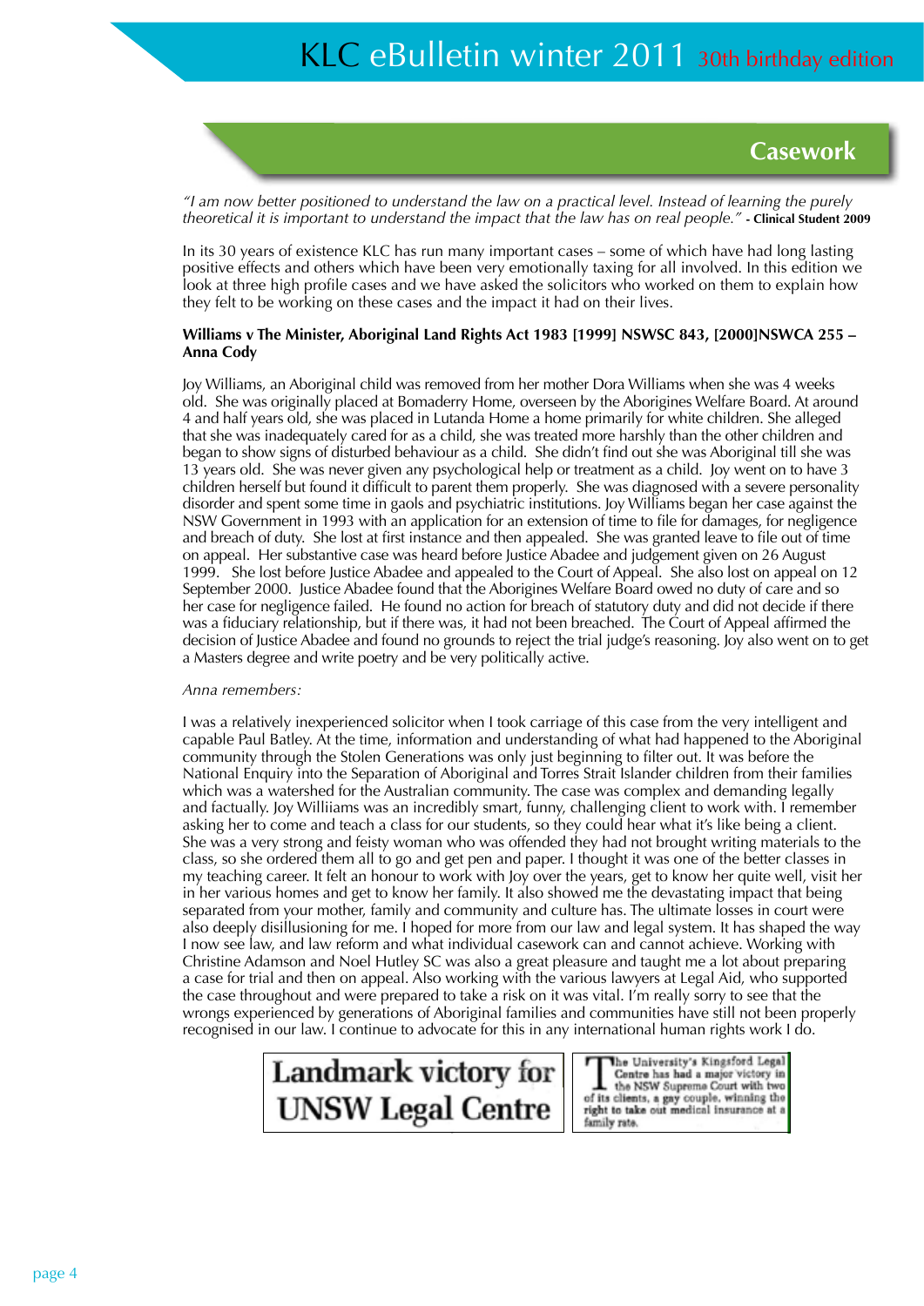## Casework

*"I am now better positioned to understand the law on a practical level. Instead of learning the purely theoretical it is important to understand the impact that the law has on real people."* **- Clinical Student 2009**

In its 30 years of existence KLC has run many important cases – some of which have had long lasting positive effects and others which have been very emotionally taxing for all involved. In this edition we look at three high profile cases and we have asked the solicitors who worked on them to explain how they felt to be working on these cases and the impact it had on their lives.

**Williams v The Minister, Aboriginal Land Rights Act 1983 [1999] NSWSC 843, [2000]NSWCA 255 – Anna Cody**

Joy Williams, an Aboriginal child was removed from her mother Dora Williams when she was 4 weeks old. She was originally placed at Bomaderry Home, overseen by the Aborigines Welfare Board. At around 4 and half years old, she was placed in Lutanda Home a home primarily for white children. She alleged that she was inadequately cared for as a child, she was treated more harshly than the other children and began to show signs of disturbed behaviour as a child. She didn't find out she was Aboriginal till she was 13 years old. She was never given any psychological help or treatment as a child. Joy went on to have 3 children herself but found it difficult to parent them properly. She was diagnosed with a severe personality disorder and spent some time in gaols and psychiatric institutions. Joy Williams began her case against the NSW Government in 1993 with an application for an extension of time to file for damages, for negligence and breach of duty. She lost at first instance and then appealed. She was granted leave to file out of time on appeal. Her substantive case was heard before Justice Abadee and judgement given on 26 August 1999. She lost before Justice Abadee and appealed to the Court of Appeal. She also lost on appeal on 12 September 2000. Justice Abadee found that the Aborigines Welfare Board owed no duty of care and so her case for negligence failed. He found no action for breach of statutory duty and did not decide if there was a fiduciary relationship, but if there was, it had not been breached. The Court of Appeal affirmed the decision of Justice Abadee and found no grounds to reject the trial judge's reasoning. Joy also went on to get a Masters degree and write poetry and be very politically active.

*Anna remembers:*

I was a relatively inexperienced solicitor when I took carriage of this case from the very intelligent and capable Paul Batley. At the time, information and understanding of what had happened to the Aboriginal community through the Stolen Generations was only just beginning to filter out. It was before the National Enquiry into the Separation of Aboriginal and Torres Strait Islander children from their families which was a watershed for the Australian community. The case was complex and demanding legally and factually. Joy Wiilliams was an incredibly smart, funny, challenging client to work with. I remember asking her to come and teach a class for our students, so they could hear what it's like being a client. She was a very strong and feisty woman who was offended they had not brought writing materials to the class, so she ordered them all to go and get pen and paper. I thought it was one of the better classes in my teaching career. It felt an honour to work with Joy over the years, get to know her quite well, visit her in her various homes and get to know her family. It also showed me the devastating impact that being separated from your mother, family and community and culture has. The ultimate losses in court were also deeply disillusioning for me. I hoped for more from our law and legal system. It has shaped the way I now see law, and law reform and what individual casework can and cannot achieve. Working with Christine Adamson and Noel Hutley SC was also a great pleasure and taught me a lot about preparing a case for trial and then on appeal. Also working with the various lawyers at Legal Aid, who supported the case throughout and were prepared to take a risk on it was vital. I'm really sorry to see that the wrongs experienced by generations of Aboriginal families and communities have still not been properly recognised in our law. I continue to advocate for this in any international human rights work I do.

**Landmark victory for UNSW Legal Centre**

The University's Kingsford Legal Centre has had a major victory in the NSW Supreme Court with two of its clients, a gay couple, winning the right to take out medical insurance at a family rate.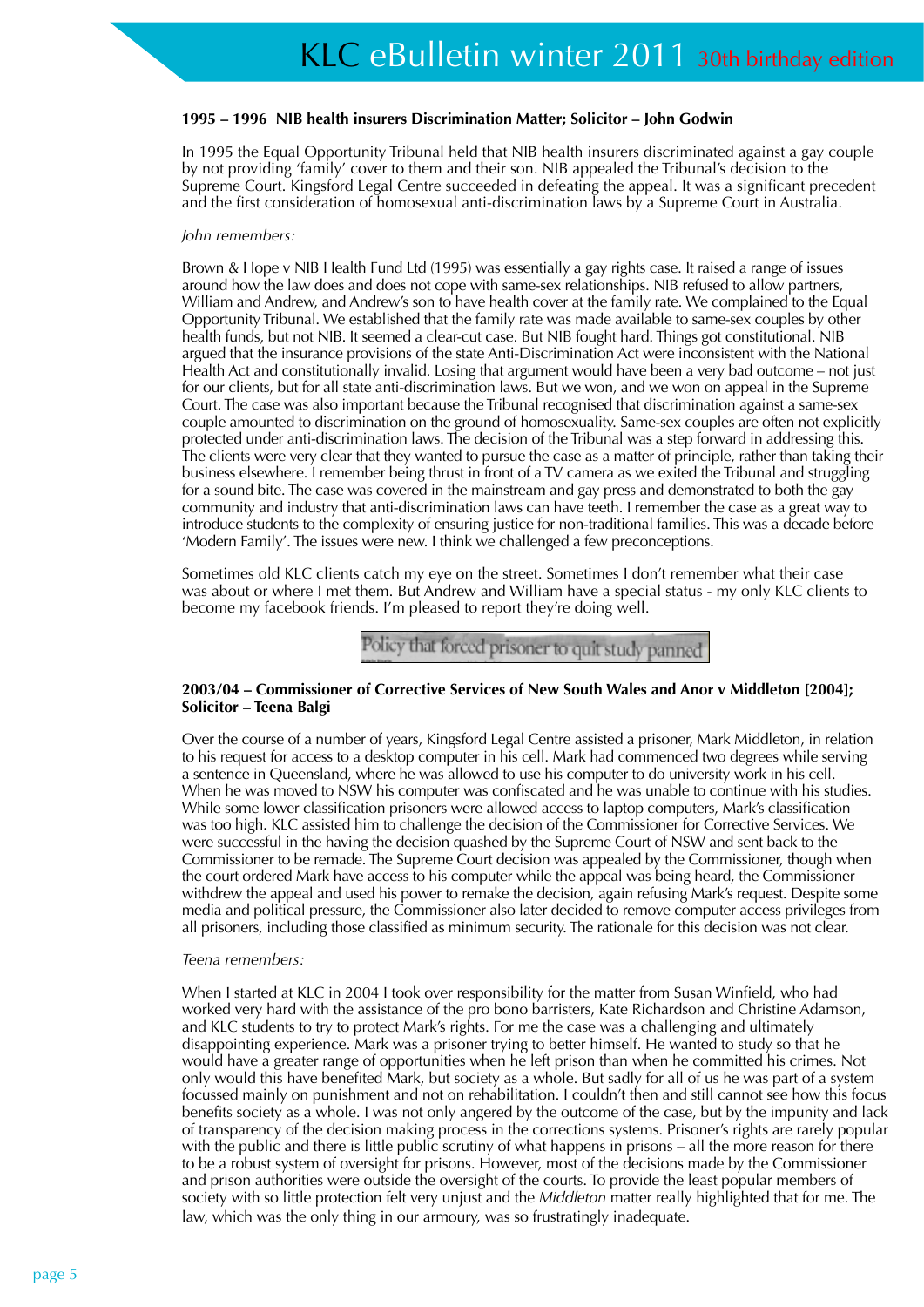**1995 – 1996 NIB health insurers Discrimination Matter; Solicitor – John Godwin**

In 1995 the Equal Opportunity Tribunal held that NIB health insurers discriminated against a gay couple by not providing 'family' cover to them and their son. NIB appealed the Tribunal's decision to the Supreme Court. Kingsford Legal Centre succeeded in defeating the appeal. It was a significant precedent and the first consideration of homosexual anti-discrimination laws by a Supreme Court in Australia.

*John remembers:*

Brown & Hope v NIB Health Fund Ltd (1995) was essentially a gay rights case. It raised a range of issues around how the law does and does not cope with same-sex relationships. NIB refused to allow partners, William and Andrew, and Andrew's son to have health cover at the family rate. We complained to the Equal Opportunity Tribunal. We established that the family rate was made available to same-sex couples by other health funds, but not NIB. It seemed a clear-cut case. But NIB fought hard. Things got constitutional. NIB argued that the insurance provisions of the state Anti-Discrimination Act were inconsistent with the National Health Act and constitutionally invalid. Losing that argument would have been a very bad outcome – not just for our clients, but for all state anti-discrimination laws. But we won, and we won on appeal in the Supreme Court. The case was also important because the Tribunal recognised that discrimination against a same-sex couple amounted to discrimination on the ground of homosexuality. Same-sex couples are often not explicitly protected under anti-discrimination laws. The decision of the Tribunal was a step forward in addressing this. The clients were very clear that they wanted to pursue the case as a matter of principle, rather than taking their business elsewhere. I remember being thrust in front of a TV camera as we exited the Tribunal and struggling for a sound bite. The case was covered in the mainstream and gay press and demonstrated to both the gay community and industry that anti-discrimination laws can have teeth. I remember the case as a great way to introduce students to the complexity of ensuring justice for non-traditional families. This was a decade before 'Modern Family'. The issues were new. I think we challenged a few preconceptions.

Sometimes old KLC clients catch my eye on the street. Sometimes I don't remember what their case was about or where I met them. But Andrew and William have a special status - my only KLC clients to become my facebook friends. I'm pleased to report they're doing well.

Policy that forced prisoner to quit study panned

**2003/04 – Commissioner of Corrective Services of New South Wales and Anor v Middleton [2004]; Solicitor – Teena Balgi**

Over the course of a number of years, Kingsford Legal Centre assisted a prisoner, Mark Middleton, in relation to his request for access to a desktop computer in his cell. Mark had commenced two degrees while serving a sentence in Queensland, where he was allowed to use his computer to do university work in his cell. When he was moved to NSW his computer was confiscated and he was unable to continue with his studies. While some lower classification prisoners were allowed access to laptop computers, Mark's classification was too high. KLC assisted him to challenge the decision of the Commissioner for Corrective Services. We were successful in the having the decision quashed by the Supreme Court of NSW and sent back to the Commissioner to be remade. The Supreme Court decision was appealed by the Commissioner, though when the court ordered Mark have access to his computer while the appeal was being heard, the Commissioner withdrew the appeal and used his power to remake the decision, again refusing Mark's request. Despite some media and political pressure, the Commissioner also later decided to remove computer access privileges from all prisoners, including those classified as minimum security. The rationale for this decision was not clear.

*Teena remembers:*

When I started at KLC in 2004 I took over responsibility for the matter from Susan Winfield, who had worked very hard with the assistance of the pro bono barristers, Kate Richardson and Christine Adamson, and KLC students to try to protect Mark's rights. For me the case was a challenging and ultimately disappointing experience. Mark was a prisoner trying to better himself. He wanted to study so that he would have a greater range of opportunities when he left prison than when he committed his crimes. Not only would this have benefited Mark, but society as a whole. But sadly for all of us he was part of a system focussed mainly on punishment and not on rehabilitation. I couldn't then and still cannot see how this focus benefits society as a whole. I was not only angered by the outcome of the case, but by the impunity and lack of transparency of the decision making process in the corrections systems. Prisoner's rights are rarely popular with the public and there is little public scrutiny of what happens in prisons – all the more reason for there to be a robust system of oversight for prisons. However, most of the decisions made by the Commissioner and prison authorities were outside the oversight of the courts. To provide the least popular members of society with so little protection felt very unjust and the *Middleton* matter really highlighted that for me. The law, which was the only thing in our armoury, was so frustratingly inadequate.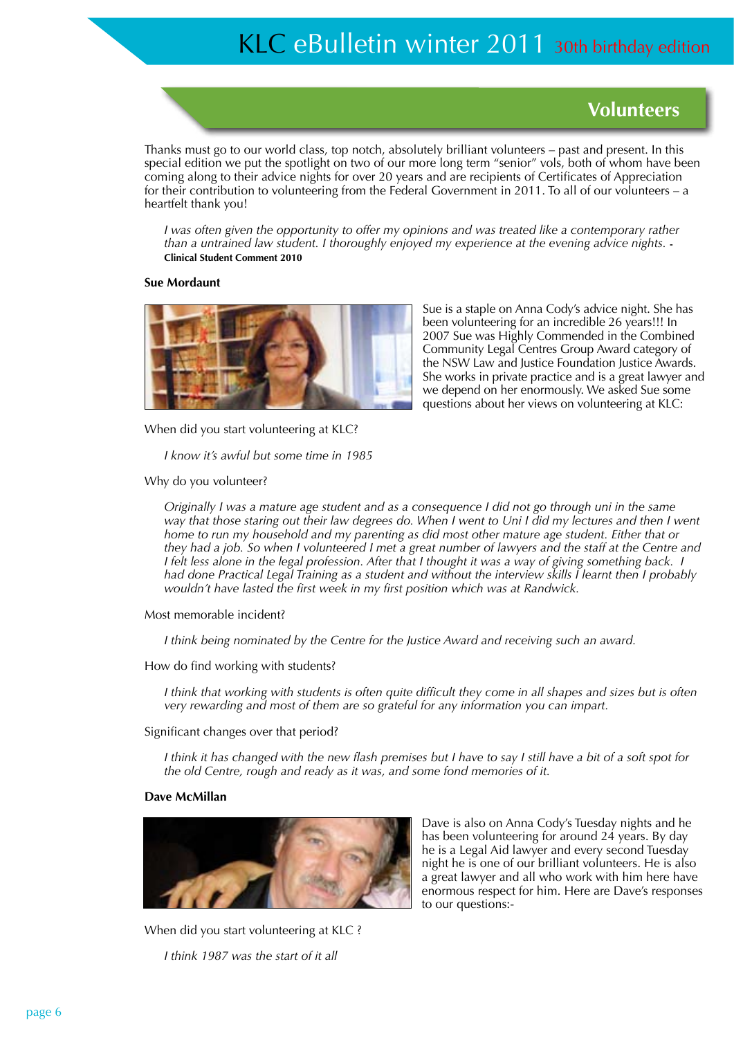## Volunteers

Thanks must go to our world class, top notch, absolutely brilliant volunteers – past and present. In this special edition we put the spotlight on two of our more long term "senior" vols, both of whom have been coming along to their advice nights for over 20 years and are recipients of Certificates of Appreciation for their contribution to volunteering from the Federal Government in 2011. To all of our volunteers – a heartfelt thank you!

> *I was often given the opportunity to offer my opinions and was treated like a contemporary rather than a untrained law student. I thoroughly enjoyed my experience at the evening advice nights.* -
> **Clinical Student Comment 2010**

### Sue Mordaunt

Sue is a staple on Anna Cody's advice night. She has been volunteering for an incredible 26 years!!! In 2007 Sue was Highly Commended in the Combined Community Legal Centres Group Award category of the NSW Law and Justice Foundation Justice Awards. She works in private practice and is a great lawyer and we depend on her enormously. We asked Sue some questions about her views on volunteering at KLC:

When did you start volunteering at KLC?

> *I know it's awful but some time in 1985*

Why do you volunteer?

> *Originally I was a mature age student and as a consequence I did not go through uni in the same way that those staring out their law degrees do. When I went to Uni I did my lectures and then I went home to run my household and my parenting as did most other mature age student. Either that or they had a job. So when I volunteered I met a great number of lawyers and the staff at the Centre and I felt less alone in the legal profession. After that I thought it was a way of giving something back. I had done Practical Legal Training as a student and without the interview skills I learnt then I probably wouldn't have lasted the first week in my first position which was at Randwick.*

Most memorable incident?

> *I think being nominated by the Centre for the Justice Award and receiving such an award.*

How do find working with students?

> *I think that working with students is often quite difficult they come in all shapes and sizes but is often very rewarding and most of them are so grateful for any information you can impart.*

Significant changes over that period?

> *I think it has changed with the new flash premises but I have to say I still have a bit of a soft spot for the old Centre, rough and ready as it was, and some fond memories of it.*

### Dave McMillan

Dave is also on Anna Cody's Tuesday nights and he has been volunteering for around 24 years. By day he is a Legal Aid lawyer and every second Tuesday night he is one of our brilliant volunteers. He is also a great lawyer and all who work with him here have enormous respect for him. Here are Dave's responses to our questions:-

When did you start volunteering at KLC ?

> *I think 1987 was the start of it all*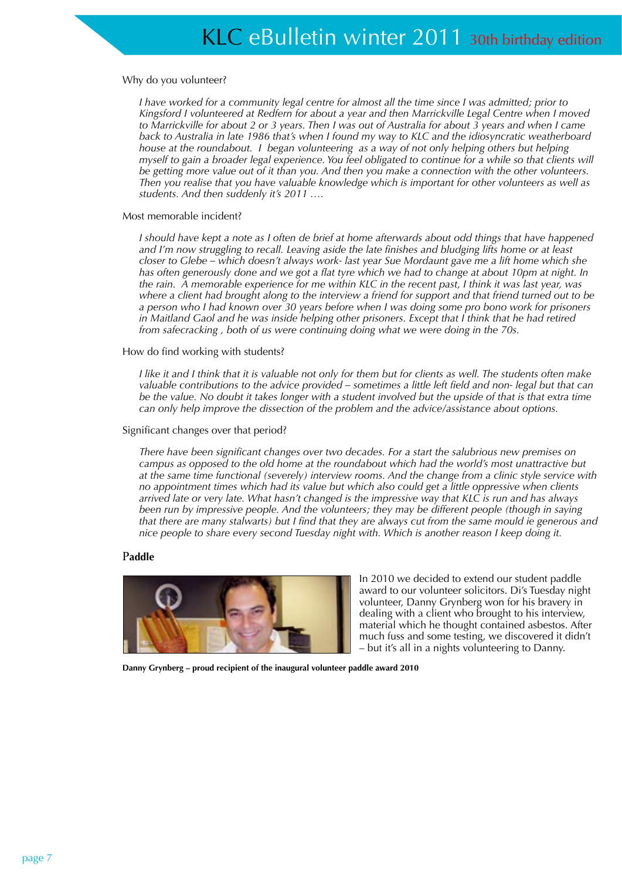Why do you volunteer?

*I have worked for a community legal centre for almost all the time since I was admitted; prior to Kingsford I volunteered at Redfern for about a year and then Marrickville Legal Centre when I moved to Marrickville for about 2 or 3 years. Then I was out of Australia for about 3 years and when I came back to Australia in late 1986 that's when I found my way to KLC and the idiosyncratic weatherboard house at the roundabout. I began volunteering as a way of not only helping others but helping myself to gain a broader legal experience. You feel obligated to continue for a while so that clients will be getting more value out of it than you. And then you make a connection with the other volunteers. Then you realise that you have valuable knowledge which is important for other volunteers as well as students. And then suddenly it's 2011 ….*

Most memorable incident?

*I should have kept a note as I often de brief at home afterwards about odd things that have happened and I'm now struggling to recall. Leaving aside the late finishes and bludging lifts home or at least closer to Glebe – which doesn't always work- last year Sue Mordaunt gave me a lift home which she has often generously done and we got a flat tyre which we had to change at about 10pm at night. In the rain. A memorable experience for me within KLC in the recent past, I think it was last year, was where a client had brought along to the interview a friend for support and that friend turned out to be a person who I had known over 30 years before when I was doing some pro bono work for prisoners in Maitland Gaol and he was inside helping other prisoners. Except that I think that he had retired from safecracking , both of us were continuing doing what we were doing in the 70s.*

How do find working with students?

*I like it and I think that it is valuable not only for them but for clients as well. The students often make valuable contributions to the advice provided – sometimes a little left field and non- legal but that can be the value. No doubt it takes longer with a student involved but the upside of that is that extra time can only help improve the dissection of the problem and the advice/assistance about options.*

Significant changes over that period?

*There have been significant changes over two decades. For a start the salubrious new premises on campus as opposed to the old home at the roundabout which had the world's most unattractive but at the same time functional (severely) interview rooms. And the change from a clinic style service with no appointment times which had its value but which also could get a little oppressive when clients arrived late or very late. What hasn't changed is the impressive way that KLC is run and has always been run by impressive people. And the volunteers; they may be different people (though in saying that there are many stalwarts) but I find that they are always cut from the same mould ie generous and nice people to share every second Tuesday night with. Which is another reason I keep doing it.*

## Paddle

In 2010 we decided to extend our student paddle award to our volunteer solicitors. Di's Tuesday night volunteer, Danny Grynberg won for his bravery in dealing with a client who brought to his interview, material which he thought contained asbestos. After much fuss and some testing, we discovered it didn't – but it's all in a nights volunteering to Danny.

**Danny Grynberg – proud recipient of the inaugural volunteer paddle award 2010**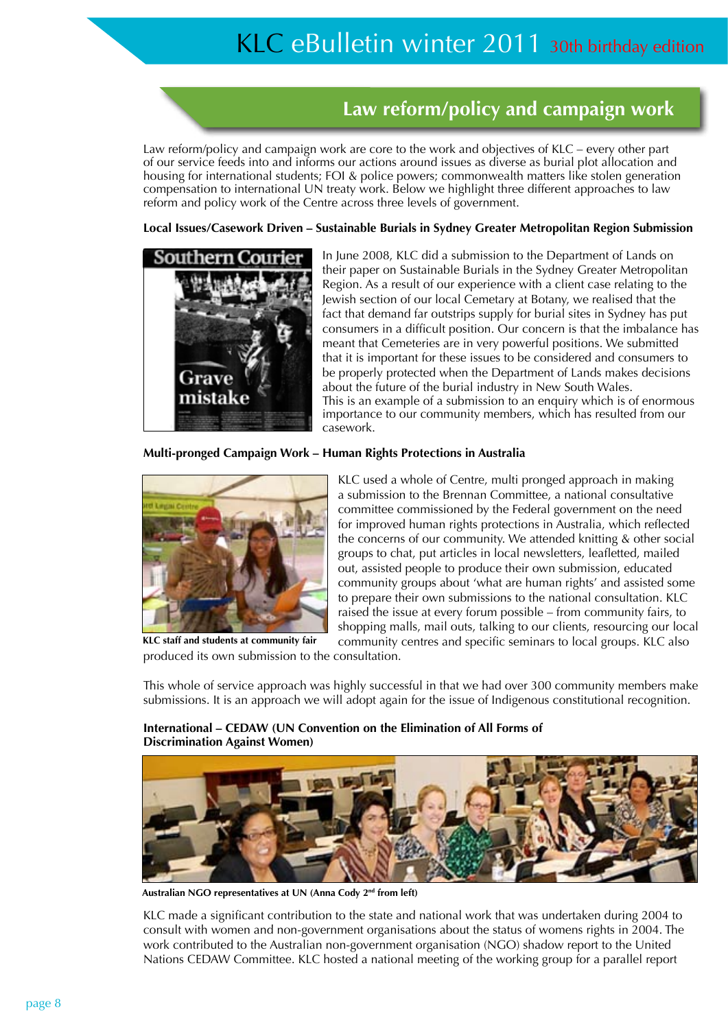## Law reform/policy and campaign work

Law reform/policy and campaign work are core to the work and objectives of KLC – every other part of our service feeds into and informs our actions around issues as diverse as burial plot allocation and housing for international students; FOI & police powers; commonwealth matters like stolen generation compensation to international UN treaty work. Below we highlight three different approaches to law reform and policy work of the Centre across three levels of government.

**Local Issues/Casework Driven – Sustainable Burials in Sydney Greater Metropolitan Region Submission**

In June 2008, KLC did a submission to the Department of Lands on their paper on Sustainable Burials in the Sydney Greater Metropolitan Region. As a result of our experience with a client case relating to the Jewish section of our local Cemetary at Botany, we realised that the fact that demand far outstrips supply for burial sites in Sydney has put consumers in a difficult position. Our concern is that the imbalance has meant that Cemeteries are in very powerful positions. We submitted that it is important for these issues to be considered and consumers to be properly protected when the Department of Lands makes decisions about the future of the burial industry in New South Wales.
This is an example of a submission to an enquiry which is of enormous importance to our community members, which has resulted from our casework.

**Multi-pronged Campaign Work – Human Rights Protections in Australia**

KLC used a whole of Centre, multi pronged approach in making a submission to the Brennan Committee, a national consultative committee commissioned by the Federal government on the need for improved human rights protections in Australia, which reflected the concerns of our community. We attended knitting & other social groups to chat, put articles in local newsletters, leafletted, mailed out, assisted people to produce their own submission, educated community groups about 'what are human rights' and assisted some to prepare their own submissions to the national consultation. KLC raised the issue at every forum possible – from community fairs, to shopping malls, mail outs, talking to our clients, resourcing our local community centres and specific seminars to local groups. KLC also produced its own submission to the consultation.

**KLC staff and students at community fair**

This whole of service approach was highly successful in that we had over 300 community members make submissions. It is an approach we will adopt again for the issue of Indigenous constitutional recognition.

**International – CEDAW (UN Convention on the Elimination of All Forms of Discrimination Against Women)**

**Australian NGO representatives at UN (Anna Cody 2nd from left)**

KLC made a significant contribution to the state and national work that was undertaken during 2004 to consult with women and non-government organisations about the status of womens rights in 2004. The work contributed to the Australian non-government organisation (NGO) shadow report to the United Nations CEDAW Committee. KLC hosted a national meeting of the working group for a parallel report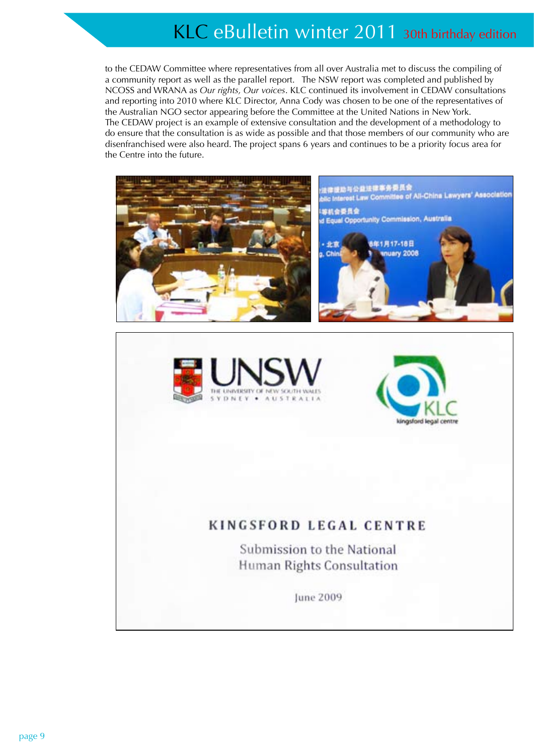to the CEDAW Committee where representatives from all over Australia met to discuss the compiling of a community report as well as the parallel report. The NSW report was completed and published by NCOSS and WRANA as *Our rights, Our voices*. KLC continued its involvement in CEDAW consultations and reporting into 2010 where KLC Director, Anna Cody was chosen to be one of the representatives of the Australian NGO sector appearing before the Committee at the United Nations in New York.
The CEDAW project is an example of extensive consultation and the development of a methodology to do ensure that the consultation is as wide as possible and that those members of our community who are disenfranchised were also heard. The project spans 6 years and continues to be a priority focus area for the Centre into the future.

UNSW
THE UNIVERSITY OF NEW SOUTH WALES
SYDNEY • AUSTRALIA

KLC
kingsford legal centre

**KINGSFORD LEGAL CENTRE**

Submission to the National Human Rights Consultation

June 2009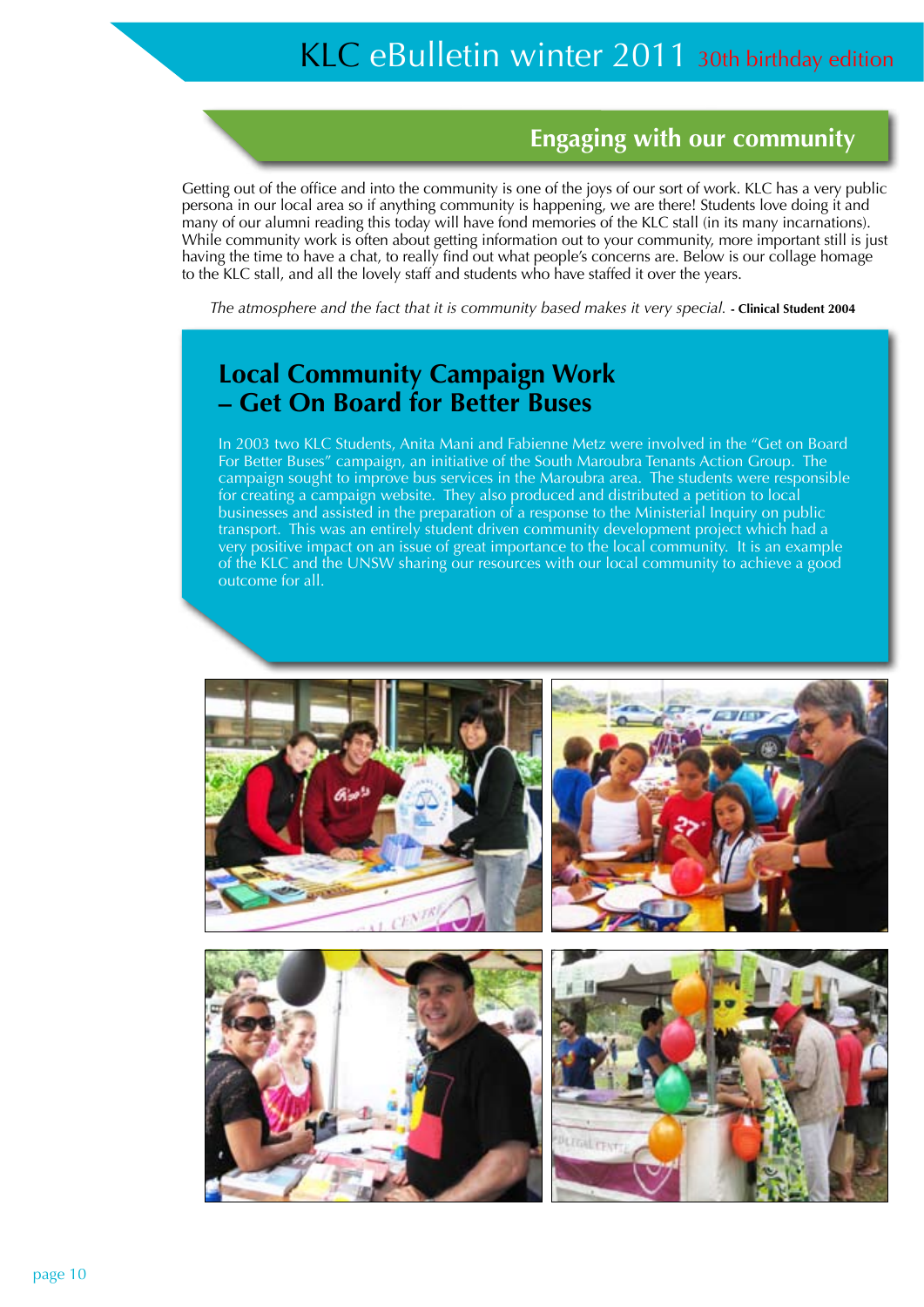## Engaging with our community

Getting out of the office and into the community is one of the joys of our sort of work. KLC has a very public persona in our local area so if anything community is happening, we are there! Students love doing it and many of our alumni reading this today will have fond memories of the KLC stall (in its many incarnations). While community work is often about getting information out to your community, more important still is just having the time to have a chat, to really find out what people's concerns are. Below is our collage homage to the KLC stall, and all the lovely staff and students who have staffed it over the years.

*The atmosphere and the fact that it is community based makes it very special.* **- Clinical Student 2004**

### Local Community Campaign Work – Get On Board for Better Buses

In 2003 two KLC Students, Anita Mani and Fabienne Metz were involved in the "Get on Board For Better Buses" campaign, an initiative of the South Maroubra Tenants Action Group. The campaign sought to improve bus services in the Maroubra area. The students were responsible for creating a campaign website. They also produced and distributed a petition to local businesses and assisted in the preparation of a response to the Ministerial Inquiry on public transport. This was an entirely student driven community development project which had a very positive impact on an issue of great importance to the local community. It is an example of the KLC and the UNSW sharing our resources with our local community to achieve a good outcome for all.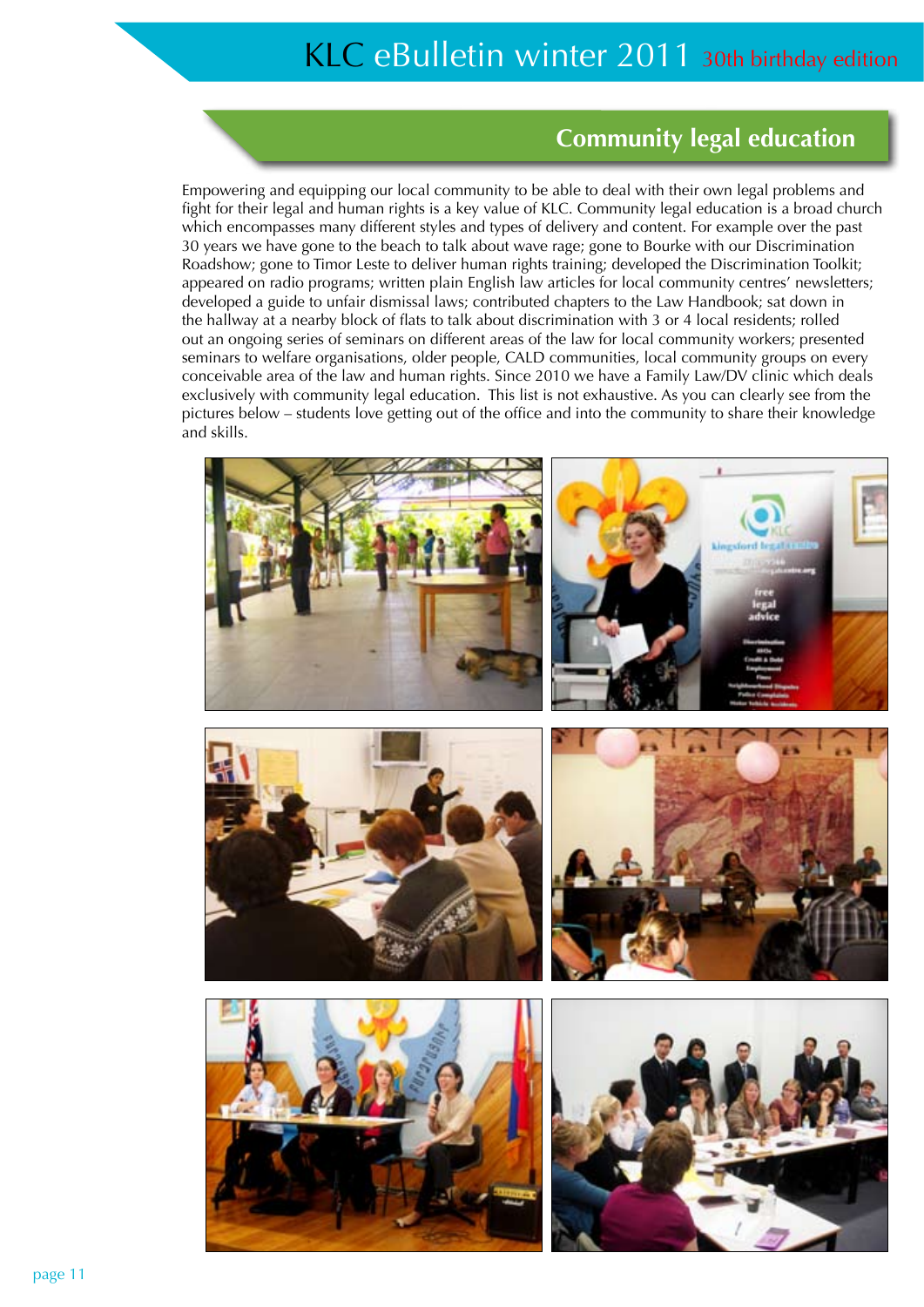## Community legal education

Empowering and equipping our local community to be able to deal with their own legal problems and fight for their legal and human rights is a key value of KLC. Community legal education is a broad church which encompasses many different styles and types of delivery and content. For example over the past 30 years we have gone to the beach to talk about wave rage; gone to Bourke with our Discrimination Roadshow; gone to Timor Leste to deliver human rights training; developed the Discrimination Toolkit; appeared on radio programs; written plain English law articles for local community centres' newsletters; developed a guide to unfair dismissal laws; contributed chapters to the Law Handbook; sat down in the hallway at a nearby block of flats to talk about discrimination with 3 or 4 local residents; rolled out an ongoing series of seminars on different areas of the law for local community workers; presented seminars to welfare organisations, older people, CALD communities, local community groups on every conceivable area of the law and human rights. Since 2010 we have a Family Law/DV clinic which deals exclusively with community legal education. This list is not exhaustive. As you can clearly see from the pictures below – students love getting out of the office and into the community to share their knowledge and skills.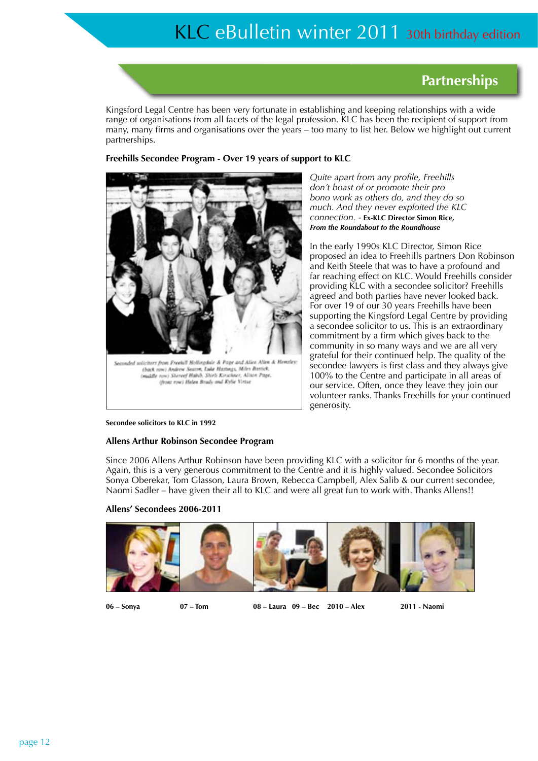## Partnerships

Kingsford Legal Centre has been very fortunate in establishing and keeping relationships with a wide range of organisations from all facets of the legal profession. KLC has been the recipient of support from many, many firms and organisations over the years – too many to list her. Below we highlight out current partnerships.

### Freehills Secondee Program - Over 19 years of support to KLC

Seconded solicitors from Freehill Hollingdale & Page and Allen Allen & Hemsley: (back row) Andrew Seaton, Luke Hastings, Miles Bastick, (middle row) Shereef Habib, Sheila Kirschner, Alison Page, (front row) Helen Brady and Kylie Virtue

**Secondee solicitors to KLC in 1992**

*Quite apart from any profile, Freehills don't boast of or promote their pro bono work as others do, and they do so much. And they never exploited the KLC connection.* - **Ex-KLC Director Simon Rice, *From the Roundabout to the Roundhouse***

In the early 1990s KLC Director, Simon Rice proposed an idea to Freehills partners Don Robinson and Keith Steele that was to have a profound and far reaching effect on KLC. Would Freehills consider providing KLC with a secondee solicitor? Freehills agreed and both parties have never looked back. For over 19 of our 30 years Freehills have been supporting the Kingsford Legal Centre by providing a secondee solicitor to us. This is an extraordinary commitment by a firm which gives back to the community in so many ways and we are all very grateful for their continued help. The quality of the secondee lawyers is first class and they always give 100% to the Centre and participate in all areas of our service. Often, once they leave they join our volunteer ranks. Thanks Freehills for your continued generosity.

### Allens Arthur Robinson Secondee Program

Since 2006 Allens Arthur Robinson have been providing KLC with a solicitor for 6 months of the year. Again, this is a very generous commitment to the Centre and it is highly valued. Secondee Solicitors Sonya Oberekar, Tom Glasson, Laura Brown, Rebecca Campbell, Alex Salib & our current secondee, Naomi Sadler – have given their all to KLC and were all great fun to work with. Thanks Allens!!

### Allens' Secondees 2006-2011

06 – Sonya | 07 – Tom | 08 – Laura 09 – Bec | 2010 – Alex | 2011 - Naomi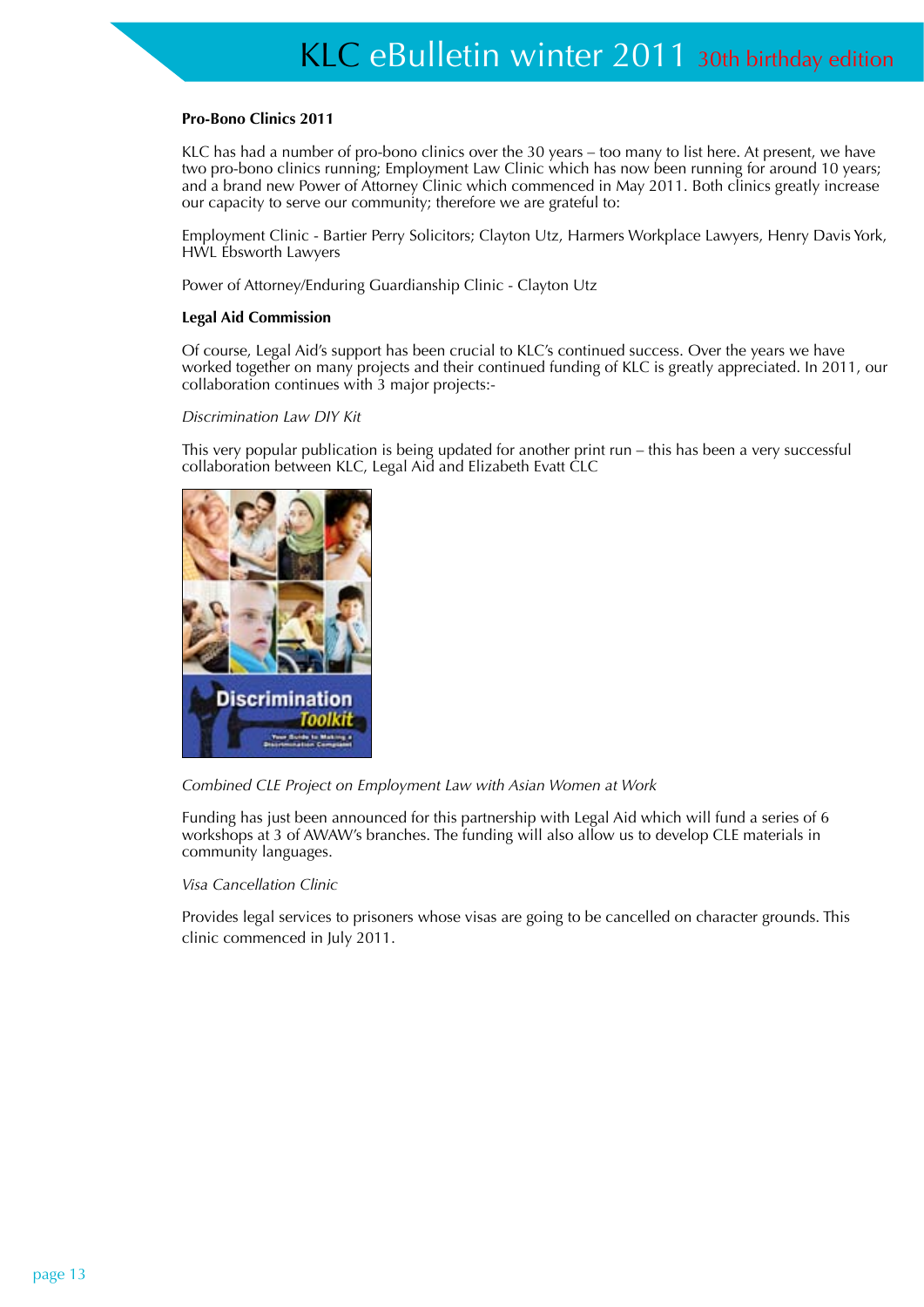**Pro-Bono Clinics 2011**

KLC has had a number of pro-bono clinics over the 30 years – too many to list here. At present, we have two pro-bono clinics running; Employment Law Clinic which has now been running for around 10 years; and a brand new Power of Attorney Clinic which commenced in May 2011. Both clinics greatly increase our capacity to serve our community; therefore we are grateful to:

Employment Clinic - Bartier Perry Solicitors; Clayton Utz, Harmers Workplace Lawyers, Henry Davis York, HWL Ebsworth Lawyers

Power of Attorney/Enduring Guardianship Clinic - Clayton Utz

**Legal Aid Commission**

Of course, Legal Aid's support has been crucial to KLC's continued success. Over the years we have worked together on many projects and their continued funding of KLC is greatly appreciated. In 2011, our collaboration continues with 3 major projects:-

*Discrimination Law DIY Kit*

This very popular publication is being updated for another print run – this has been a very successful collaboration between KLC, Legal Aid and Elizabeth Evatt CLC

*Combined CLE Project on Employment Law with Asian Women at Work*

Funding has just been announced for this partnership with Legal Aid which will fund a series of 6 workshops at 3 of AWAW's branches. The funding will also allow us to develop CLE materials in community languages.

*Visa Cancellation Clinic*

Provides legal services to prisoners whose visas are going to be cancelled on character grounds. This clinic commenced in July 2011.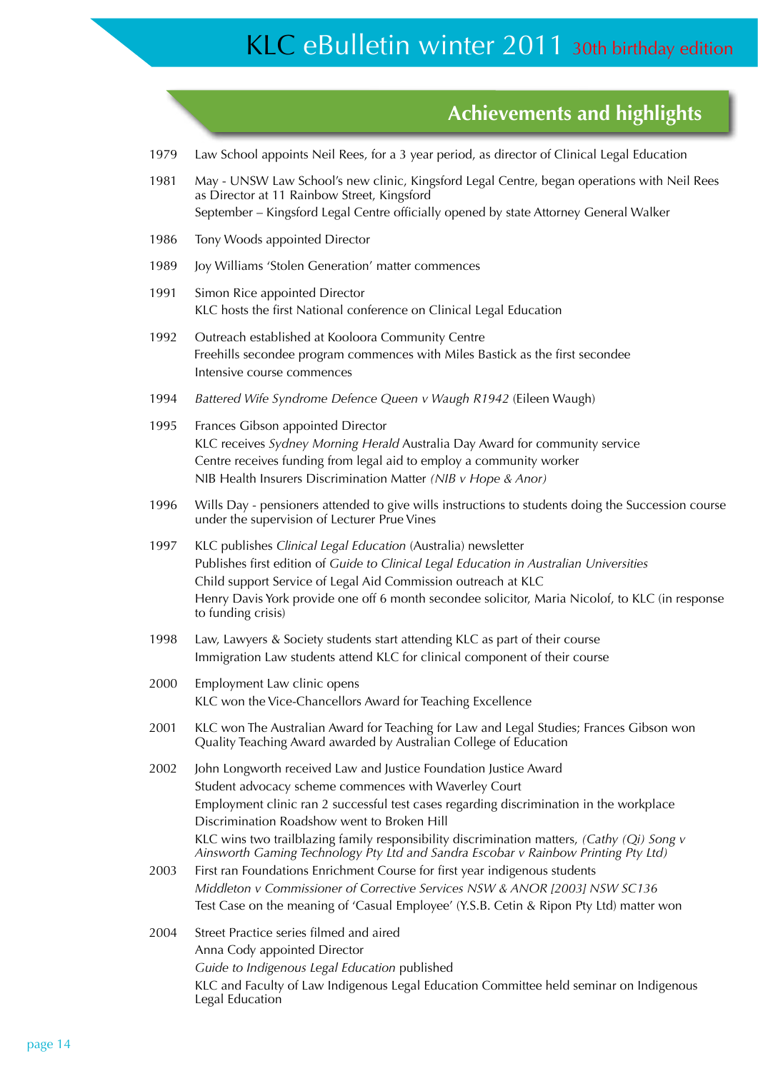## Achievements and highlights

| | |
|---|---|
| 1979 | Law School appoints Neil Rees, for a 3 year period, as director of Clinical Legal Education |
| 1981 | May - UNSW Law School's new clinic, Kingsford Legal Centre, began operations with Neil Rees as Director at 11 Rainbow Street, Kingsford<br>September – Kingsford Legal Centre officially opened by state Attorney General Walker |
| 1986 | Tony Woods appointed Director |
| 1989 | Joy Williams 'Stolen Generation' matter commences |
| 1991 | Simon Rice appointed Director<br>KLC hosts the first National conference on Clinical Legal Education |
| 1992 | Outreach established at Kooloora Community Centre<br>Freehills secondee program commences with Miles Bastick as the first secondee<br>Intensive course commences |
| 1994 | *Battered Wife Syndrome Defence Queen v Waugh R1942* (Eileen Waugh) |
| 1995 | Frances Gibson appointed Director<br>KLC receives *Sydney Morning Herald* Australia Day Award for community service<br>Centre receives funding from legal aid to employ a community worker<br>NIB Health Insurers Discrimination Matter *(NIB v Hope & Anor)* |
| 1996 | Wills Day - pensioners attended to give wills instructions to students doing the Succession course under the supervision of Lecturer Prue Vines |
| 1997 | KLC publishes *Clinical Legal Education* (Australia) newsletter<br>Publishes first edition of *Guide to Clinical Legal Education in Australian Universities*<br>Child support Service of Legal Aid Commission outreach at KLC<br>Henry Davis York provide one off 6 month secondee solicitor, Maria Nicolof, to KLC (in response to funding crisis) |
| 1998 | Law, Lawyers & Society students start attending KLC as part of their course<br>Immigration Law students attend KLC for clinical component of their course |
| 2000 | Employment Law clinic opens<br>KLC won the Vice-Chancellors Award for Teaching Excellence |
| 2001 | KLC won The Australian Award for Teaching for Law and Legal Studies; Frances Gibson won Quality Teaching Award awarded by Australian College of Education |
| 2002 | John Longworth received Law and Justice Foundation Justice Award<br>Student advocacy scheme commences with Waverley Court<br>Employment clinic ran 2 successful test cases regarding discrimination in the workplace<br>Discrimination Roadshow went to Broken Hill<br>KLC wins two trailblazing family responsibility discrimination matters, *(Cathy (Qi) Song v Ainsworth Gaming Technology Pty Ltd and Sandra Escobar v Rainbow Printing Pty Ltd)* |
| 2003 | First ran Foundations Enrichment Course for first year indigenous students<br>*Middleton v Commissioner of Corrective Services NSW & ANOR [2003] NSW SC136*<br>Test Case on the meaning of 'Casual Employee' (Y.S.B. Cetin & Ripon Pty Ltd) matter won |
| 2004 | Street Practice series filmed and aired<br>Anna Cody appointed Director<br>*Guide to Indigenous Legal Education* published<br>KLC and Faculty of Law Indigenous Legal Education Committee held seminar on Indigenous Legal Education |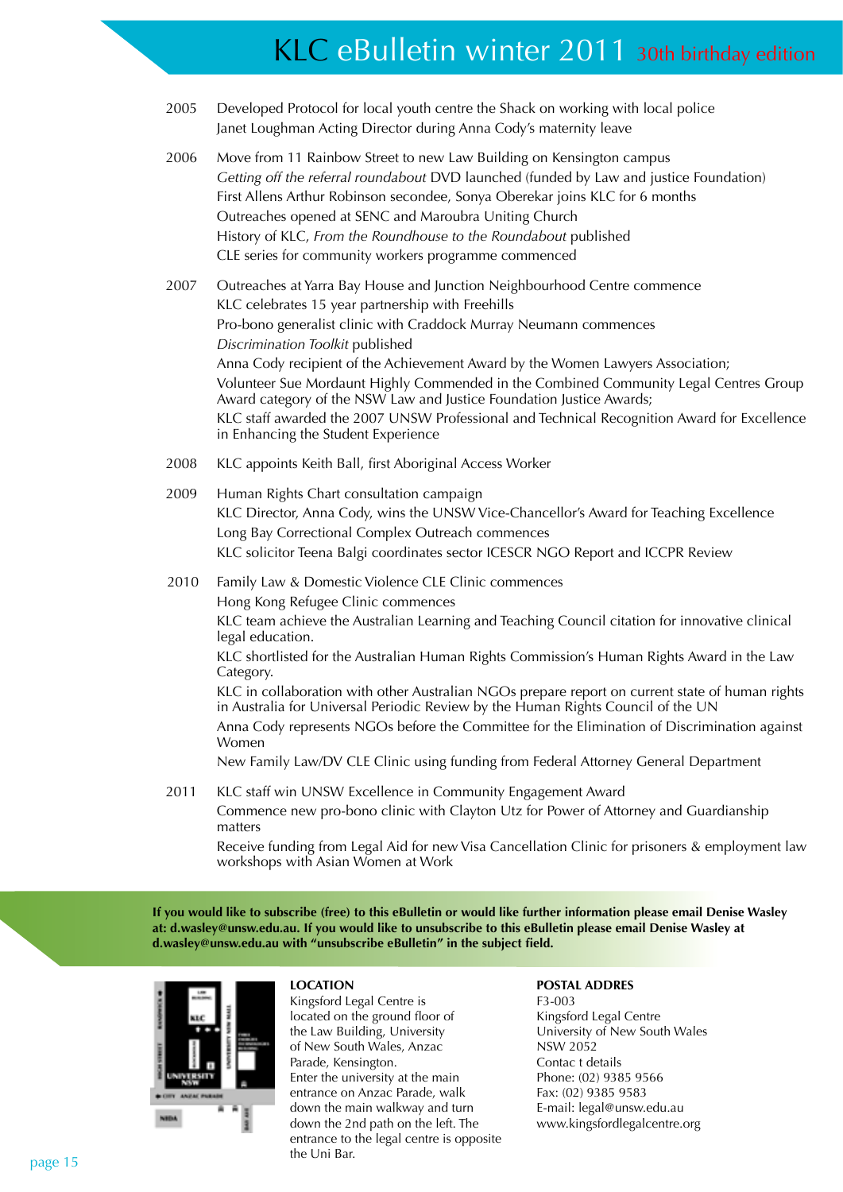| | |
|---|---|
| 2005 | Developed Protocol for local youth centre the Shack on working with local police<br>Janet Loughman Acting Director during Anna Cody's maternity leave |
| 2006 | Move from 11 Rainbow Street to new Law Building on Kensington campus<br>*Getting off the referral roundabout* DVD launched (funded by Law and justice Foundation)<br>First Allens Arthur Robinson secondee, Sonya Oberekar joins KLC for 6 months<br>Outreaches opened at SENC and Maroubra Uniting Church<br>History of KLC, *From the Roundhouse to the Roundabout* published<br>CLE series for community workers programme commenced |
| 2007 | Outreaches at Yarra Bay House and Junction Neighbourhood Centre commence<br>KLC celebrates 15 year partnership with Freehills<br>Pro-bono generalist clinic with Craddock Murray Neumann commences<br>*Discrimination Toolkit* published<br>Anna Cody recipient of the Achievement Award by the Women Lawyers Association;<br>Volunteer Sue Mordaunt Highly Commended in the Combined Community Legal Centres Group Award category of the NSW Law and Justice Foundation Justice Awards;<br>KLC staff awarded the 2007 UNSW Professional and Technical Recognition Award for Excellence in Enhancing the Student Experience |
| 2008 | KLC appoints Keith Ball, first Aboriginal Access Worker |
| 2009 | Human Rights Chart consultation campaign<br>KLC Director, Anna Cody, wins the UNSW Vice-Chancellor's Award for Teaching Excellence<br>Long Bay Correctional Complex Outreach commences<br>KLC solicitor Teena Balgi coordinates sector ICESCR NGO Report and ICCPR Review |
| 2010 | Family Law & Domestic Violence CLE Clinic commences<br>Hong Kong Refugee Clinic commences<br>KLC team achieve the Australian Learning and Teaching Council citation for innovative clinical legal education.<br>KLC shortlisted for the Australian Human Rights Commission's Human Rights Award in the Law Category.<br>KLC in collaboration with other Australian NGOs prepare report on current state of human rights in Australia for Universal Periodic Review by the Human Rights Council of the UN<br>Anna Cody represents NGOs before the Committee for the Elimination of Discrimination against Women<br>New Family Law/DV CLE Clinic using funding from Federal Attorney General Department |
| 2011 | KLC staff win UNSW Excellence in Community Engagement Award<br>Commence new pro-bono clinic with Clayton Utz for Power of Attorney and Guardianship matters<br>Receive funding from Legal Aid for new Visa Cancellation Clinic for prisoners & employment law workshops with Asian Women at Work |

**If you would like to subscribe (free) to this eBulletin or would like further information please email Denise Wasley at: d.wasley@unsw.edu.au. If you would like to unsubscribe to this eBulletin please email Denise Wasley at d.wasley@unsw.edu.au with "unsubscribe eBulletin" in the subject field.**

**LOCATION**

Kingsford Legal Centre is located on the ground floor of the Law Building, University of New South Wales, Anzac Parade, Kensington. Enter the university at the main entrance on Anzac Parade, walk down the main walkway and turn down the 2nd path on the left. The entrance to the legal centre is opposite the Uni Bar.

**POSTAL ADDRES**

F3-003
Kingsford Legal Centre
University of New South Wales
NSW 2052
Contac t details
Phone: (02) 9385 9566
Fax: (02) 9385 9583
E-mail: legal@unsw.edu.au
www.kingsfordlegalcentre.org